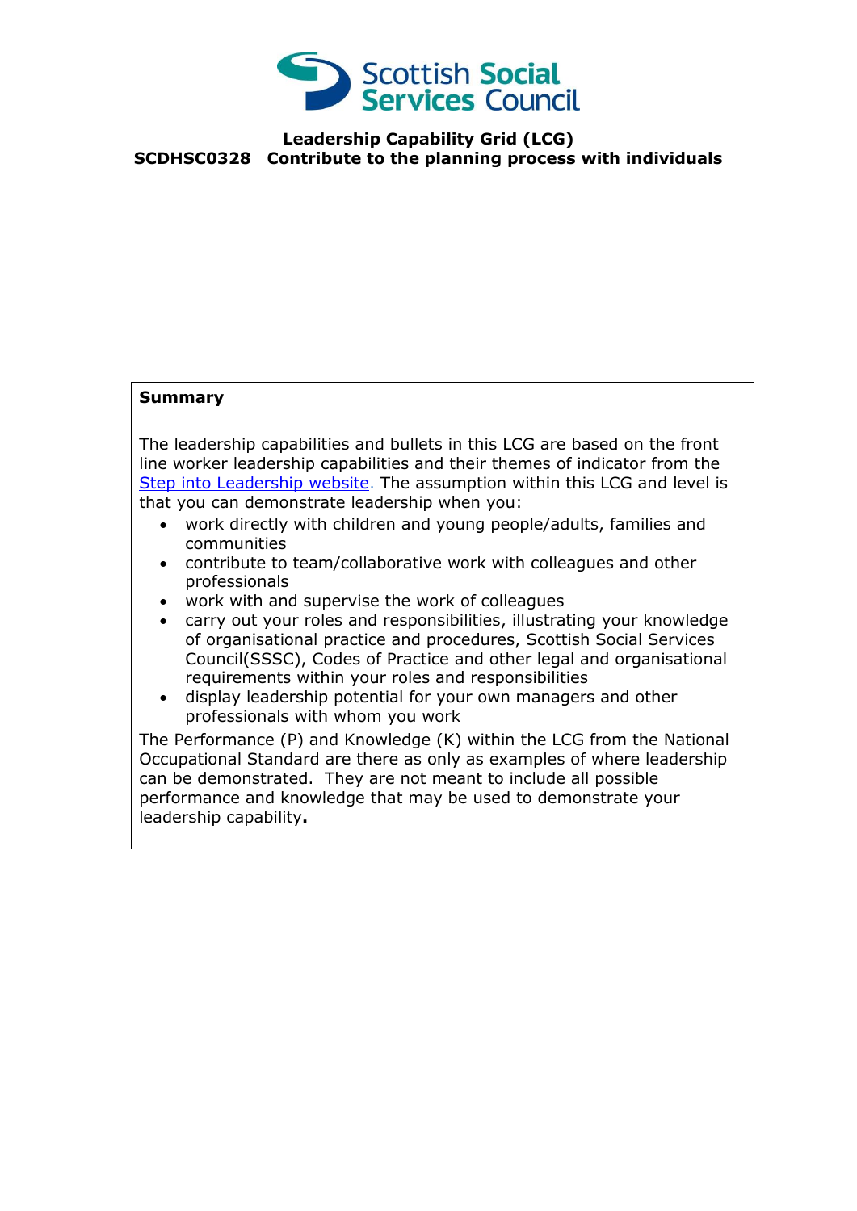Scottish Social Services Council

# Leadership Capability Grid (LCG)

## SCDHSC0328 Contribute to the planning process with individuals

**Summary**

The leadership capabilities and bullets in this LCG are based on the front line worker leadership capabilities and their themes of indicator from the Step into Leadership website. The assumption within this LCG and level is that you can demonstrate leadership when you:

- work directly with children and young people/adults, families and communities
- contribute to team/collaborative work with colleagues and other professionals
- work with and supervise the work of colleagues
- carry out your roles and responsibilities, illustrating your knowledge of organisational practice and procedures, Scottish Social Services Council(SSSC), Codes of Practice and other legal and organisational requirements within your roles and responsibilities
- display leadership potential for your own managers and other professionals with whom you work

The Performance (P) and Knowledge (K) within the LCG from the National Occupational Standard are there as only as examples of where leadership can be demonstrated. They are not meant to include all possible performance and knowledge that may be used to demonstrate your leadership capability**.**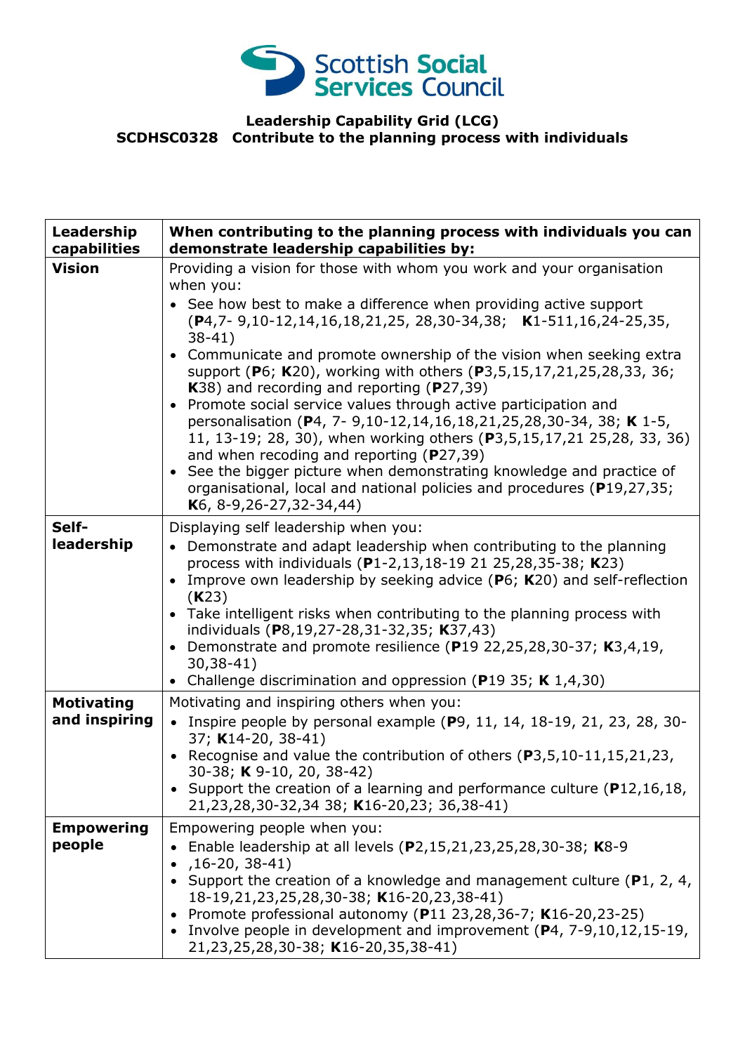Leadership Capability Grid (LCG)
SCDHSC0328 Contribute to the planning process with individuals

| Leadership capabilities | When contributing to the planning process with individuals you can demonstrate leadership capabilities by: |
|---|---|
| **Vision** | Providing a vision for those with whom you work and your organisation when you:<br>• See how best to make a difference when providing active support (**P**4,7- 9,10-12,14,16,18,21,25, 28,30-34,38; **K**1-511,16,24-25,35, 38-41)<br>• Communicate and promote ownership of the vision when seeking extra support (**P**6; **K**20), working with others (**P**3,5,15,17,21,25,28,33, 36; **K**38) and recording and reporting (**P**27,39)<br>• Promote social service values through active participation and personalisation (**P**4, 7- 9,10-12,14,16,18,21,25,28,30-34, 38; **K** 1-5, 11, 13-19; 28, 30), when working others (**P**3,5,15,17,21 25,28, 33, 36) and when recoding and reporting (**P**27,39)<br>• See the bigger picture when demonstrating knowledge and practice of organisational, local and national policies and procedures (**P**19,27,35; **K**6, 8-9,26-27,32-34,44) |
| **Self-leadership** | Displaying self leadership when you:<br>• Demonstrate and adapt leadership when contributing to the planning process with individuals (**P**1-2,13,18-19 21 25,28,35-38; **K**23)<br>• Improve own leadership by seeking advice (**P**6; **K**20) and self-reflection (**K**23)<br>• Take intelligent risks when contributing to the planning process with individuals (**P**8,19,27-28,31-32,35; **K**37,43)<br>• Demonstrate and promote resilience (**P**19 22,25,28,30-37; **K**3,4,19, 30,38-41)<br>• Challenge discrimination and oppression (**P**19 35; **K** 1,4,30) |
| **Motivating and inspiring** | Motivating and inspiring others when you:<br>• Inspire people by personal example (**P**9, 11, 14, 18-19, 21, 23, 28, 30-37; **K**14-20, 38-41)<br>• Recognise and value the contribution of others (**P**3,5,10-11,15,21,23, 30-38; **K** 9-10, 20, 38-42)<br>• Support the creation of a learning and performance culture (**P**12,16,18, 21,23,28,30-32,34 38; **K**16-20,23; 36,38-41) |
| **Empowering people** | Empowering people when you:<br>• Enable leadership at all levels (**P**2,15,21,23,25,28,30-38; **K**8-9<br>• ,16-20, 38-41)<br>• Support the creation of a knowledge and management culture (**P**1, 2, 4, 18-19,21,23,25,28,30-38; **K**16-20,23,38-41)<br>• Promote professional autonomy (**P**11 23,28,36-7; **K**16-20,23-25)<br>• Involve people in development and improvement (**P**4, 7-9,10,12,15-19, 21,23,25,28,30-38; **K**16-20,35,38-41) |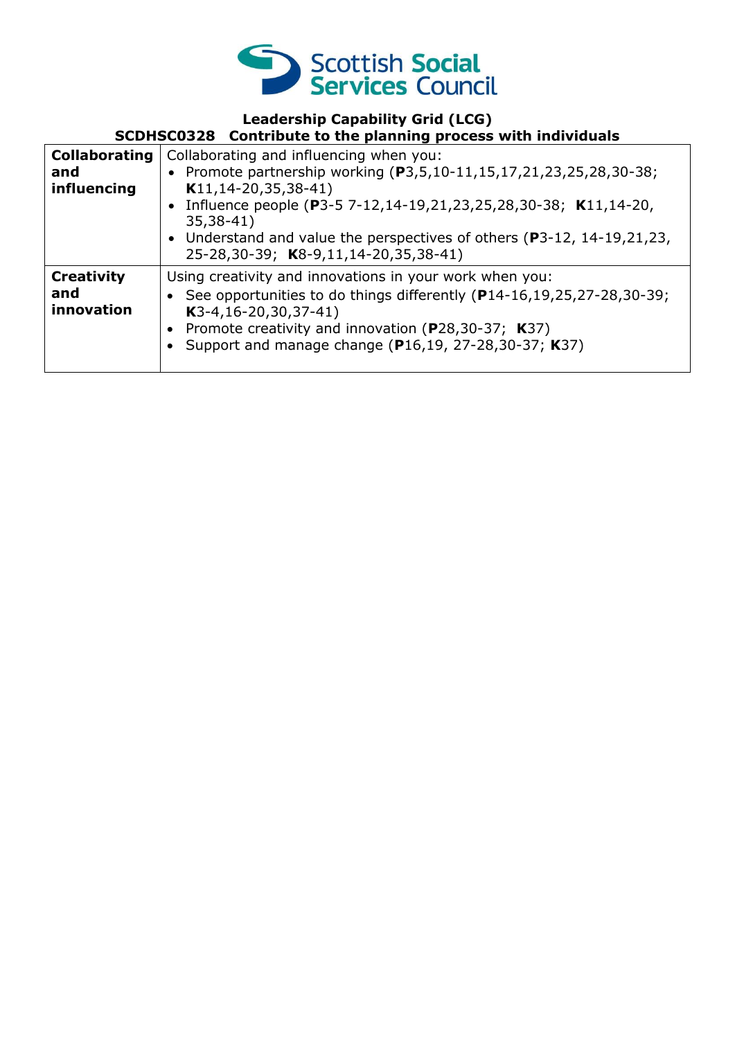**Leadership Capability Grid (LCG)**
**SCDHSC0328 Contribute to the planning process with individuals**

| | |
|---|---|
| **Collaborating and influencing** | Collaborating and influencing when you:<br>• Promote partnership working (**P**3,5,10-11,15,17,21,23,25,28,30-38; **K**11,14-20,35,38-41)<br>• Influence people (**P**3-5 7-12,14-19,21,23,25,28,30-38; **K**11,14-20, 35,38-41)<br>• Understand and value the perspectives of others (**P**3-12, 14-19,21,23, 25-28,30-39; **K**8-9,11,14-20,35,38-41) |
| **Creativity and innovation** | Using creativity and innovations in your work when you:<br>• See opportunities to do things differently (**P**14-16,19,25,27-28,30-39; **K**3-4,16-20,30,37-41)<br>• Promote creativity and innovation (**P**28,30-37; **K**37)<br>• Support and manage change (**P**16,19, 27-28,30-37; **K**37) |